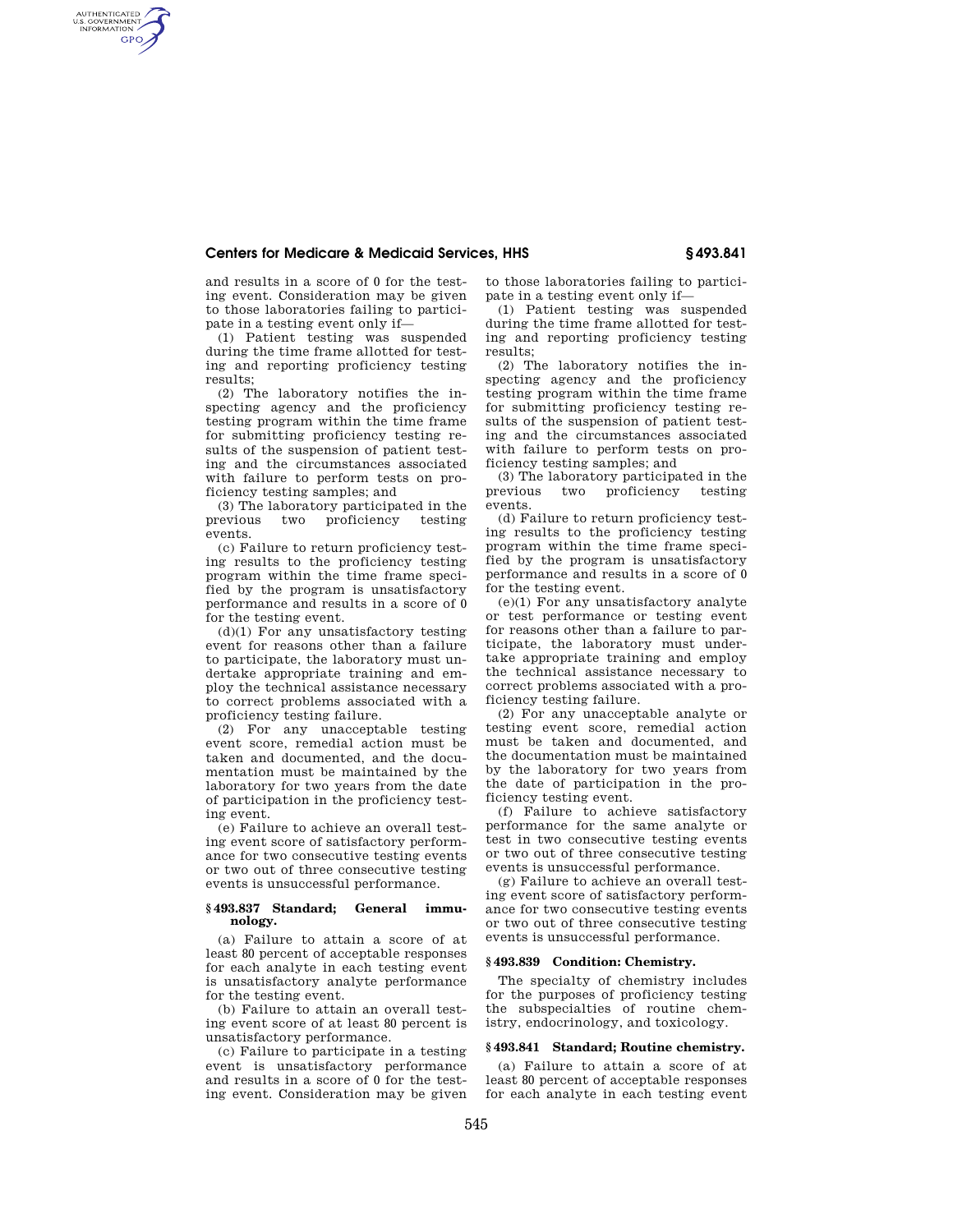and results in a score of 0 for the testing event. Consideration may be given to those laboratories failing to participate in a testing event only if—

(1) Patient testing was suspended during the time frame allotted for testing and reporting proficiency testing results;

(2) The laboratory notifies the inspecting agency and the proficiency testing program within the time frame for submitting proficiency testing results of the suspension of patient testing and the circumstances associated with failure to perform tests on proficiency testing samples; and

(3) The laboratory participated in the previous two proficiency testing events.

(c) Failure to return proficiency testing results to the proficiency testing program within the time frame specified by the program is unsatisfactory performance and results in a score of 0 for the testing event.

(d)(1) For any unsatisfactory testing event for reasons other than a failure to participate, the laboratory must undertake appropriate training and employ the technical assistance necessary to correct problems associated with a proficiency testing failure.

(2) For any unacceptable testing event score, remedial action must be taken and documented, and the documentation must be maintained by the laboratory for two years from the date of participation in the proficiency testing event.

(e) Failure to achieve an overall testing event score of satisfactory performance for two consecutive testing events or two out of three consecutive testing events is unsuccessful performance.

### § 493.837 Standard; General immunology.

(a) Failure to attain a score of at least 80 percent of acceptable responses for each analyte in each testing event is unsatisfactory analyte performance for the testing event.

(b) Failure to attain an overall testing event score of at least 80 percent is unsatisfactory performance.

(c) Failure to participate in a testing event is unsatisfactory performance and results in a score of 0 for the testing event. Consideration may be given to those laboratories failing to participate in a testing event only if—

(1) Patient testing was suspended during the time frame allotted for testing and reporting proficiency testing results;

(2) The laboratory notifies the inspecting agency and the proficiency testing program within the time frame for submitting proficiency testing results of the suspension of patient testing and the circumstances associated with failure to perform tests on proficiency testing samples; and

(3) The laboratory participated in the previous two proficiency testing events.

(d) Failure to return proficiency testing results to the proficiency testing program within the time frame specified by the program is unsatisfactory performance and results in a score of 0 for the testing event.

(e)(1) For any unsatisfactory analyte or test performance or testing event for reasons other than a failure to participate, the laboratory must undertake appropriate training and employ the technical assistance necessary to correct problems associated with a proficiency testing failure.

(2) For any unacceptable analyte or testing event score, remedial action must be taken and documented, and the documentation must be maintained by the laboratory for two years from the date of participation in the proficiency testing event.

(f) Failure to achieve satisfactory performance for the same analyte or test in two consecutive testing events or two out of three consecutive testing events is unsuccessful performance.

(g) Failure to achieve an overall testing event score of satisfactory performance for two consecutive testing events or two out of three consecutive testing events is unsuccessful performance.

### § 493.839 Condition: Chemistry.

The specialty of chemistry includes for the purposes of proficiency testing the subspecialties of routine chemistry, endocrinology, and toxicology.

### § 493.841 Standard; Routine chemistry.

(a) Failure to attain a score of at least 80 percent of acceptable responses for each analyte in each testing event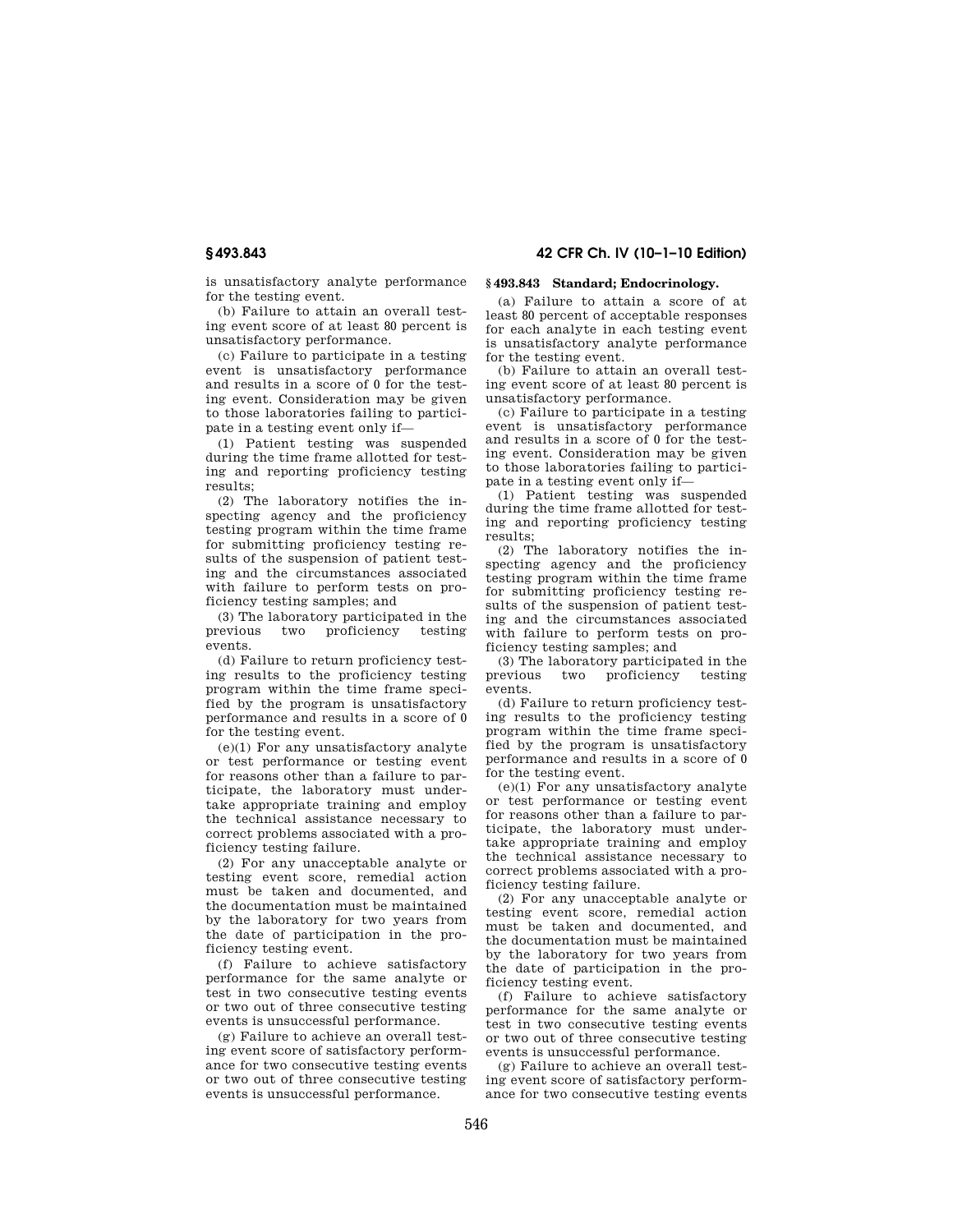is unsatisfactory analyte performance for the testing event.

(b) Failure to attain an overall testing event score of at least 80 percent is unsatisfactory performance.

(c) Failure to participate in a testing event is unsatisfactory performance and results in a score of 0 for the testing event. Consideration may be given to those laboratories failing to participate in a testing event only if—

(1) Patient testing was suspended during the time frame allotted for testing and reporting proficiency testing results;

(2) The laboratory notifies the inspecting agency and the proficiency testing program within the time frame for submitting proficiency testing results of the suspension of patient testing and the circumstances associated with failure to perform tests on proficiency testing samples; and

(3) The laboratory participated in the previous two proficiency testing events.

(d) Failure to return proficiency testing results to the proficiency testing program within the time frame specified by the program is unsatisfactory performance and results in a score of 0 for the testing event.

(e)(1) For any unsatisfactory analyte or test performance or testing event for reasons other than a failure to participate, the laboratory must undertake appropriate training and employ the technical assistance necessary to correct problems associated with a proficiency testing failure.

(2) For any unacceptable analyte or testing event score, remedial action must be taken and documented, and the documentation must be maintained by the laboratory for two years from the date of participation in the proficiency testing event.

(f) Failure to achieve satisfactory performance for the same analyte or test in two consecutive testing events or two out of three consecutive testing events is unsuccessful performance.

(g) Failure to achieve an overall testing event score of satisfactory performance for two consecutive testing events or two out of three consecutive testing events is unsuccessful performance.

### § 493.843 Standard; Endocrinology.

(a) Failure to attain a score of at least 80 percent of acceptable responses for each analyte in each testing event is unsatisfactory analyte performance for the testing event.

(b) Failure to attain an overall testing event score of at least 80 percent is unsatisfactory performance.

(c) Failure to participate in a testing event is unsatisfactory performance and results in a score of 0 for the testing event. Consideration may be given to those laboratories failing to participate in a testing event only if—

(1) Patient testing was suspended during the time frame allotted for testing and reporting proficiency testing results;

(2) The laboratory notifies the inspecting agency and the proficiency testing program within the time frame for submitting proficiency testing results of the suspension of patient testing and the circumstances associated with failure to perform tests on proficiency testing samples; and

(3) The laboratory participated in the previous two proficiency testing events.

(d) Failure to return proficiency testing results to the proficiency testing program within the time frame specified by the program is unsatisfactory performance and results in a score of 0 for the testing event.

(e)(1) For any unsatisfactory analyte or test performance or testing event for reasons other than a failure to participate, the laboratory must undertake appropriate training and employ the technical assistance necessary to correct problems associated with a proficiency testing failure.

(2) For any unacceptable analyte or testing event score, remedial action must be taken and documented, and the documentation must be maintained by the laboratory for two years from the date of participation in the proficiency testing event.

(f) Failure to achieve satisfactory performance for the same analyte or test in two consecutive testing events or two out of three consecutive testing events is unsuccessful performance.

(g) Failure to achieve an overall testing event score of satisfactory performance for two consecutive testing events